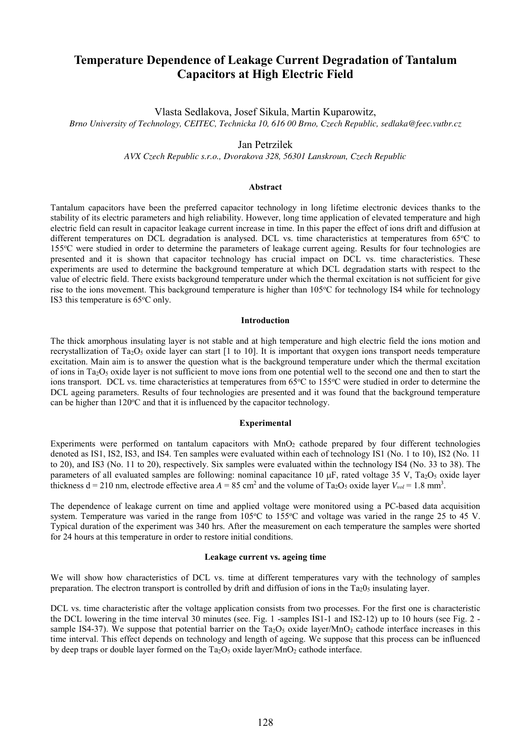# Temperature Dependence of Leakage Current Degradation of Tantalum Capacitors at High Electric Field

Vlasta Sedlakova, Josef Sikula, Martin Kuparowitz,

*Brno University of Technology, CEITEC, Technicka 10, 616 00 Brno, Czech Republic, sedlaka@feec.vutbr.cz*

Jan Petrzilek

*AVX Czech Republic s.r.o., Dvorakova 328, 56301 Lanskroun, Czech Republic*

### Abstract

Tantalum capacitors have been the preferred capacitor technology in long lifetime electronic devices thanks to the stability of its electric parameters and high reliability. However, long time application of elevated temperature and high electric field can result in capacitor leakage current increase in time. In this paper the effect of ions drift and diffusion at different temperatures on DCL degradation is analysed. DCL vs. time characteristics at temperatures from 65°C to 155°C were studied in order to determine the parameters of leakage current ageing. Results for four technologies are presented and it is shown that capacitor technology has crucial impact on DCL vs. time characteristics. These experiments are used to determine the background temperature at which DCL degradation starts with respect to the value of electric field. There exists background temperature under which the thermal excitation is not sufficient for give rise to the ions movement. This background temperature is higher than 105°C for technology IS4 while for technology IS3 this temperature is 65°C only.

### Introduction

The thick amorphous insulating layer is not stable and at high temperature and high electric field the ions motion and recrystallization of $Ta_2O_5$ oxide layer can start [1 to 10]. It is important that oxygen ions transport needs temperature excitation. Main aim is to answer the question what is the background temperature under which the thermal excitation of ions in $Ta_2O_5$ oxide layer is not sufficient to move ions from one potential well to the second one and then to start the ions transport. DCL vs. time characteristics at temperatures from 65°C to 155°C were studied in order to determine the DCL ageing parameters. Results of four technologies are presented and it was found that the background temperature can be higher than 120°C and that it is influenced by the capacitor technology.

### Experimental

Experiments were performed on tantalum capacitors with $MnO_2$ cathode prepared by four different technologies denoted as IS1, IS2, IS3, and IS4. Ten samples were evaluated within each of technology IS1 (No. 1 to 10), IS2 (No. 11 to 20), and IS3 (No. 11 to 20), respectively. Six samples were evaluated within the technology IS4 (No. 33 to 38). The parameters of all evaluated samples are following: nominal capacitance 10 μF, rated voltage 35 V, $Ta_2O_5$ oxide layer thickness d = 210 nm, electrode effective area $A$ = 85 cm$^2$ and the volume of $Ta_2O_5$ oxide layer $V_{vol}$ = 1.8 mm$^3$.

The dependence of leakage current on time and applied voltage were monitored using a PC-based data acquisition system. Temperature was varied in the range from 105°C to 155°C and voltage was varied in the range 25 to 45 V. Typical duration of the experiment was 340 hrs. After the measurement on each temperature the samples were shorted for 24 hours at this temperature in order to restore initial conditions.

### Leakage current vs. ageing time

We will show how characteristics of DCL vs. time at different temperatures vary with the technology of samples preparation. The electron transport is controlled by drift and diffusion of ions in the $Ta_20_5$ insulating layer.

DCL vs. time characteristic after the voltage application consists from two processes. For the first one is characteristic the DCL lowering in the time interval 30 minutes (see. Fig. 1 -samples IS1-1 and IS2-12) up to 10 hours (see Fig. 2 - sample IS4-37). We suppose that potential barrier on the $Ta_2O_5$ oxide layer/$MnO_2$ cathode interface increases in this time interval. This effect depends on technology and length of ageing. We suppose that this process can be influenced by deep traps or double layer formed on the $Ta_2O_5$ oxide layer/$MnO_2$ cathode interface.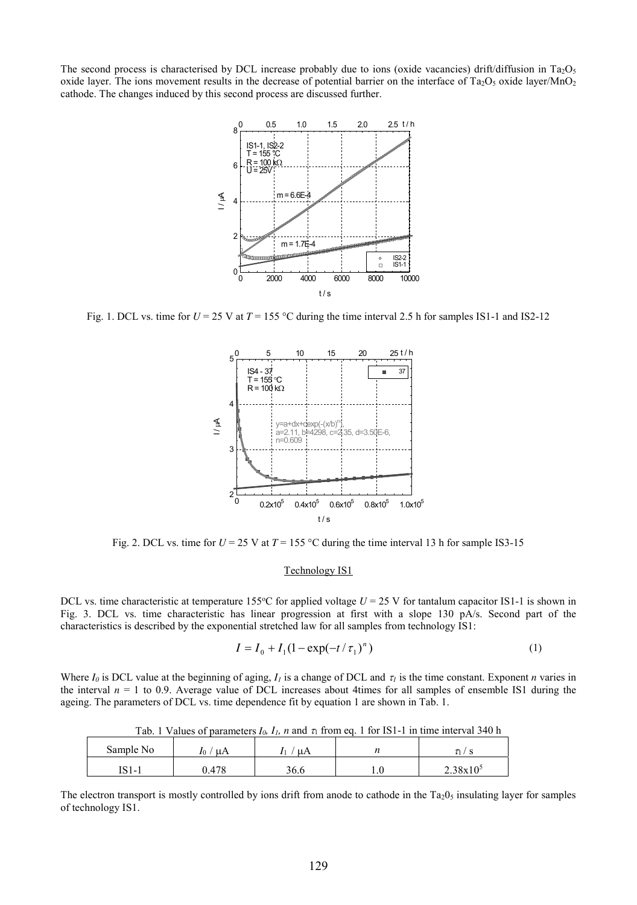The second process is characterised by DCL increase probably due to ions (oxide vacancies) drift/diffusion in $Ta_2O_5$ oxide layer. The ions movement results in the decrease of potential barrier on the interface of $Ta_2O_5$ oxide layer/$MnO_2$ cathode. The changes induced by this second process are discussed further.

Fig. 1. DCL vs. time for $U = 25$ V at $T = 155$ °C during the time interval 2.5 h for samples IS1-1 and IS2-12

Fig. 2. DCL vs. time for $U = 25$ V at $T = 155$ °C during the time interval 13 h for sample IS3-15

## Technology IS1

DCL vs. time characteristic at temperature 155°C for applied voltage $U = 25$ V for tantalum capacitor IS1-1 is shown in Fig. 3. DCL vs. time characteristic has linear progression at first with a slope 130 pA/s. Second part of the characteristics is described by the exponential stretched law for all samples from technology IS1:

$$I = I_0 + I_1(1 - \exp(-t/\tau_1)^n) \tag{1}$$

Where $I_0$ is DCL value at the beginning of aging, $I_1$ is a change of DCL and $\tau_1$ is the time constant. Exponent $n$ varies in the interval $n = 1$ to 0.9. Average value of DCL increases about 4times for all samples of ensemble IS1 during the ageing. The parameters of DCL vs. time dependence fit by equation 1 are shown in Tab. 1.

Tab. 1 Values of parameters $I_0$, $I_1$, $n$ and $\tau_1$ from eq. 1 for IS1-1 in time interval 340 h

| Sample No | $I_0$ / μA | $I_1$ / μA | $n$ | $\tau_1$ / s |
|---|---|---|---|---|
| IS1-1 | 0.478 | 36.6 | 1.0 | $2.38 \times 10^5$ |

The electron transport is mostly controlled by ions drift from anode to cathode in the $Ta_2O_5$ insulating layer for samples of technology IS1.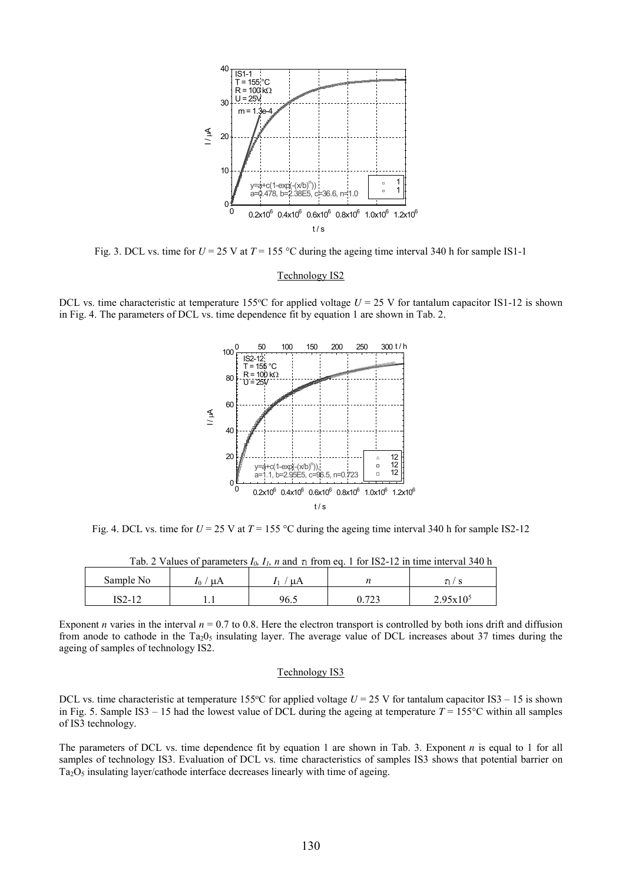Fig. 3. DCL vs. time for $U$ = 25 V at $T$ = 155 °C during the ageing time interval 340 h for sample IS1-1

### Technology IS2

DCL vs. time characteristic at temperature 155°C for applied voltage $U$ = 25 V for tantalum capacitor IS1-12 is shown in Fig. 4. The parameters of DCL vs. time dependence fit by equation 1 are shown in Tab. 2.

Fig. 4. DCL vs. time for $U$ = 25 V at $T$ = 155 °C during the ageing time interval 340 h for sample IS2-12

Tab. 2 Values of parameters $I_0$, $I_1$, $n$ and $\tau_1$ from eq. 1 for IS2-12 in time interval 340 h

| Sample No | $I_0$ / μA | $I_1$ / μA | $n$ | $\tau_1$ / s |
|---|---|---|---|---|
| IS2-12 | 1.1 | 96.5 | 0.723 | $2.95\times10^5$ |

Exponent $n$ varies in the interval $n$ = 0.7 to 0.8. Here the electron transport is controlled by both ions drift and diffusion from anode to cathode in the $Ta_2O_5$ insulating layer. The average value of DCL increases about 37 times during the ageing of samples of technology IS2.

### Technology IS3

DCL vs. time characteristic at temperature 155°C for applied voltage $U$ = 25 V for tantalum capacitor IS3 – 15 is shown in Fig. 5. Sample IS3 – 15 had the lowest value of DCL during the ageing at temperature $T$ = 155°C within all samples of IS3 technology.

The parameters of DCL vs. time dependence fit by equation 1 are shown in Tab. 3. Exponent $n$ is equal to 1 for all samples of technology IS3. Evaluation of DCL vs. time characteristics of samples IS3 shows that potential barrier on $Ta_2O_5$ insulating layer/cathode interface decreases linearly with time of ageing.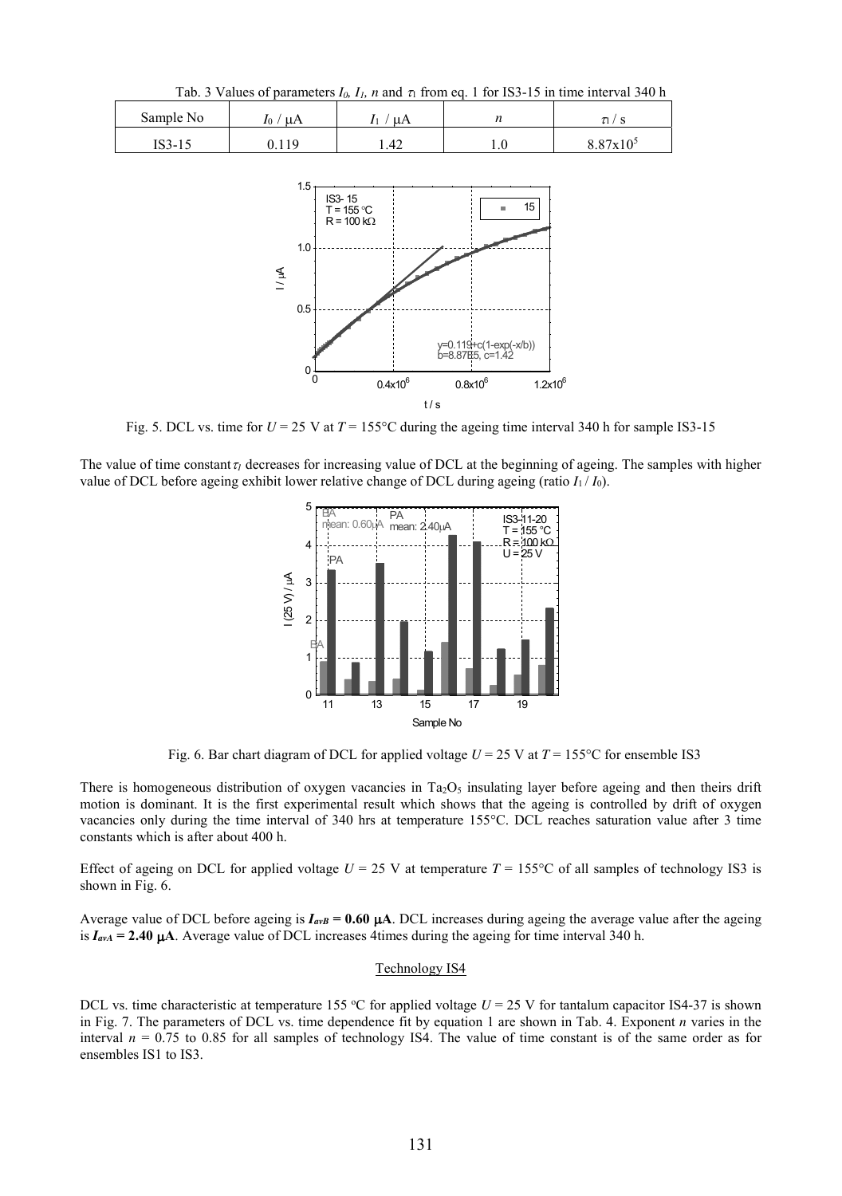Tab. 3 Values of parameters $I_0$, $I_1$, $n$ and $\tau_1$ from eq. 1 for IS3-15 in time interval 340 h

| Sample No | $I_0$ / μA | $I_1$ / μA | $n$ | $\tau_1$ / s |
|---|---|---|---|---|
| IS3-15 | 0.119 | 1.42 | 1.0 | $8.87\times10^5$ |

Fig. 5. DCL vs. time for $U = 25$ V at $T = 155$°C during the ageing time interval 340 h for sample IS3-15

The value of time constant $\tau_1$ decreases for increasing value of DCL at the beginning of ageing. The samples with higher value of DCL before ageing exhibit lower relative change of DCL during ageing (ratio $I_1 / I_0$).

Fig. 6. Bar chart diagram of DCL for applied voltage $U = 25$ V at $T = 155$°C for ensemble IS3

There is homogeneous distribution of oxygen vacancies in $Ta_2O_5$ insulating layer before ageing and then theirs drift motion is dominant. It is the first experimental result which shows that the ageing is controlled by drift of oxygen vacancies only during the time interval of 340 hrs at temperature 155°C. DCL reaches saturation value after 3 time constants which is after about 400 h.

Effect of ageing on DCL for applied voltage $U = 25$ V at temperature $T = 155$°C of all samples of technology IS3 is shown in Fig. 6.

Average value of DCL before ageing is $\boldsymbol{I_{avB} = 0.60}$ **μA**. DCL increases during ageing the average value after the ageing is $\boldsymbol{I_{avA} = 2.40}$ **μA**. Average value of DCL increases 4times during the ageing for time interval 340 h.

## Technology IS4

DCL vs. time characteristic at temperature 155 °C for applied voltage $U = 25$ V for tantalum capacitor IS4-37 is shown in Fig. 7. The parameters of DCL vs. time dependence fit by equation 1 are shown in Tab. 4. Exponent $n$ varies in the interval $n = 0.75$ to $0.85$ for all samples of technology IS4. The value of time constant is of the same order as for ensembles IS1 to IS3.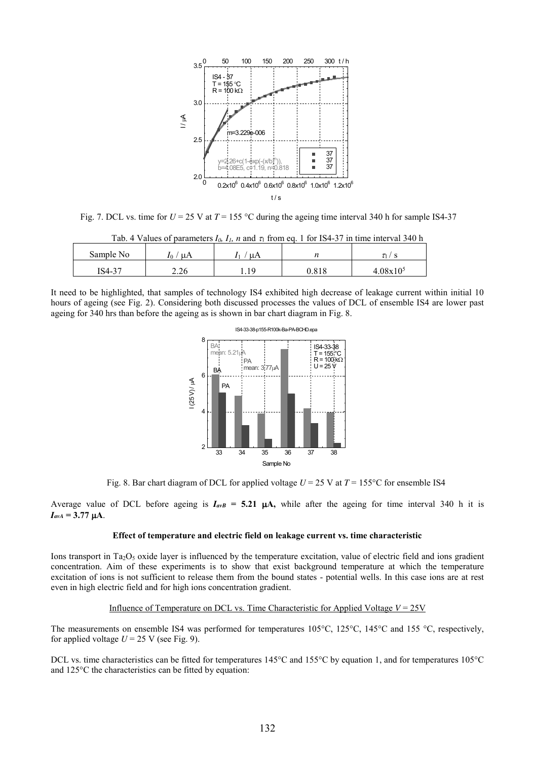Fig. 7. DCL vs. time for $U = 25$ V at $T = 155$ °C during the ageing time interval 340 h for sample IS4-37

Tab. 4 Values of parameters $I_0$, $I_1$, $n$ and $\tau_1$ from eq. 1 for IS4-37 in time interval 340 h

| Sample No | $I_0$ / μA | $I_1$ / μA | $n$ | $\tau_1$ / s |
|---|---|---|---|---|
| IS4-37 | 2.26 | 1.19 | 0.818 | $4.08 \times 10^5$ |

It need to be highlighted, that samples of technology IS4 exhibited high decrease of leakage current within initial 10 hours of ageing (see Fig. 2). Considering both discussed processes the values of DCL of ensemble IS4 are lower past ageing for 340 hrs than before the ageing as is shown in bar chart diagram in Fig. 8.

Fig. 8. Bar chart diagram of DCL for applied voltage $U = 25$ V at $T = 155$°C for ensemble IS4

Average value of DCL before ageing is $\boldsymbol{I_{avB}}$ **= 5.21 μA,** while after the ageing for time interval 340 h it is $\boldsymbol{I_{avA}}$ **= 3.77 μA**.

**Effect of temperature and electric field on leakage current vs. time characteristic**

Ions transport in $Ta_2O_5$ oxide layer is influenced by the temperature excitation, value of electric field and ions gradient concentration. Aim of these experiments is to show that exist background temperature at which the temperature excitation of ions is not sufficient to release them from the bound states - potential wells. In this case ions are at rest even in high electric field and for high ions concentration gradient.

Influence of Temperature on DCL vs. Time Characteristic for Applied Voltage $V = 25$V

The measurements on ensemble IS4 was performed for temperatures 105°C, 125°C, 145°C and 155 °C, respectively, for applied voltage $U = 25$ V (see Fig. 9).

DCL vs. time characteristics can be fitted for temperatures 145°C and 155°C by equation 1, and for temperatures 105°C and 125°C the characteristics can be fitted by equation: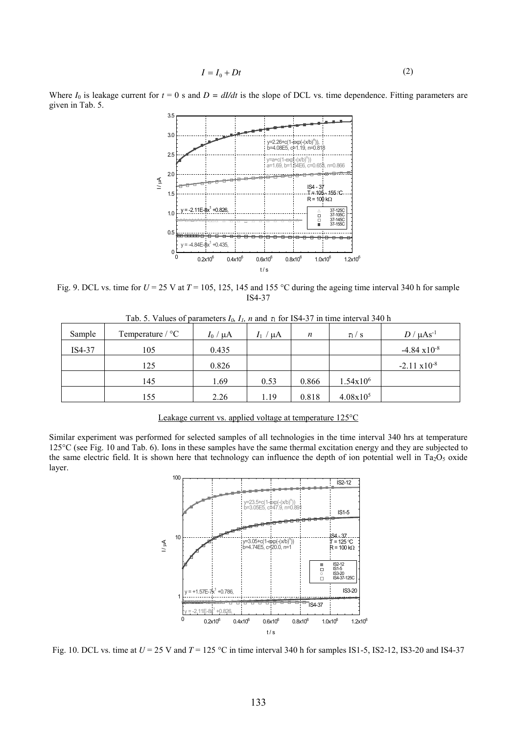$$I = I_0 + Dt \tag{2}$$

Where $I_0$ is leakage current for $t = 0$ s and $D = dI/dt$ is the slope of DCL vs. time dependence. Fitting parameters are given in Tab. 5.

Fig. 9. DCL vs. time for $U = 25$ V at $T = 105$, 125, 145 and 155 °C during the ageing time interval 340 h for sample IS4-37

Tab. 5. Values of parameters $I_0$, $I_1$, $n$ and $\tau_1$ for IS4-37 in time interval 340 h

| Sample | Temperature / °C | $I_0$ / μA | $I_1$ / μA | $n$ | $\tau_1$ / s | $D$ / μAs$^{-1}$ |
|---|---|---|---|---|---|---|
| IS4-37 | 105 | 0.435 | | | | $-4.84 \times 10^{-8}$ |
| | 125 | 0.826 | | | | $-2.11 \times 10^{-8}$ |
| | 145 | 1.69 | 0.53 | 0.866 | $1.54 \times 10^{6}$ | |
| | 155 | 2.26 | 1.19 | 0.818 | $4.08 \times 10^{5}$ | |

Leakage current vs. applied voltage at temperature 125°C

Similar experiment was performed for selected samples of all technologies in the time interval 340 hrs at temperature 125°C (see Fig. 10 and Tab. 6). Ions in these samples have the same thermal excitation energy and they are subjected to the same electric field. It is shown here that technology can influence the depth of ion potential well in $Ta_2O_5$ oxide layer.

Fig. 10. DCL vs. time at $U = 25$ V and $T = 125$ °C in time interval 340 h for samples IS1-5, IS2-12, IS3-20 and IS4-37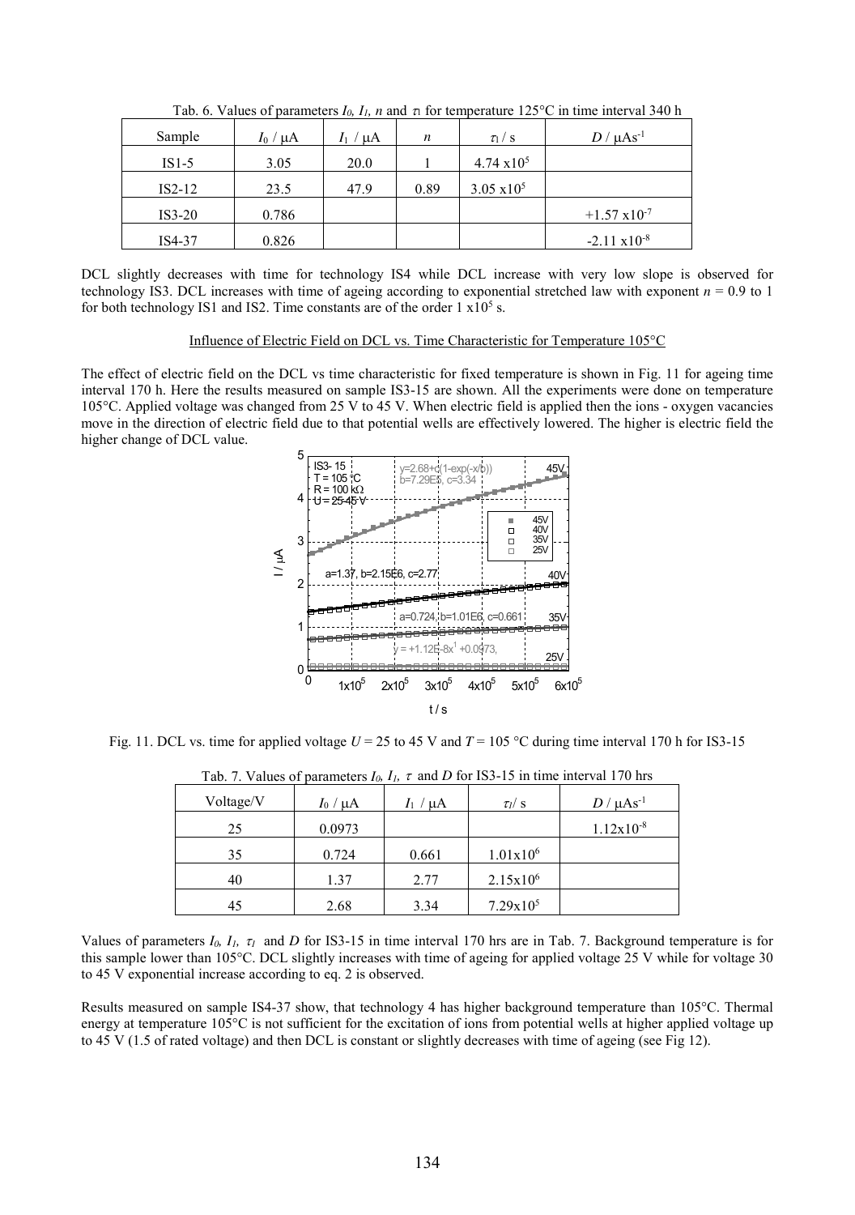Tab. 6. Values of parameters $I_0$, $I_1$, $n$ and $\tau_1$ for temperature 125°C in time interval 340 h

| Sample | $I_0$ / μA | $I_1$ / μA | $n$ | $\tau_1$ / s | $D$ / μAs$^{-1}$ |
|---|---|---|---|---|---|
| IS1-5 | 3.05 | 20.0 | 1 | $4.74 \times 10^5$ | |
| IS2-12 | 23.5 | 47.9 | 0.89 | $3.05 \times 10^5$ | |
| IS3-20 | 0.786 | | | | $+1.57 \times 10^{-7}$ |
| IS4-37 | 0.826 | | | | $-2.11 \times 10^{-8}$ |

DCL slightly decreases with time for technology IS4 while DCL increase with very low slope is observed for technology IS3. DCL increases with time of ageing according to exponential stretched law with exponent $n$ = 0.9 to 1 for both technology IS1 and IS2. Time constants are of the order $1 \times 10^5$ s.

### Influence of Electric Field on DCL vs. Time Characteristic for Temperature 105°C

The effect of electric field on the DCL vs time characteristic for fixed temperature is shown in Fig. 11 for ageing time interval 170 h. Here the results measured on sample IS3-15 are shown. All the experiments were done on temperature 105°C. Applied voltage was changed from 25 V to 45 V. When electric field is applied then the ions - oxygen vacancies move in the direction of electric field due to that potential wells are effectively lowered. The higher is electric field the higher change of DCL value.

Fig. 11. DCL vs. time for applied voltage $U$ = 25 to 45 V and $T$ = 105 °C during time interval 170 h for IS3-15

Tab. 7. Values of parameters $I_0$, $I_1$, $\tau$ and $D$ for IS3-15 in time interval 170 hrs

| Voltage/V | $I_0$ / μA | $I_1$ / μA | $\tau_1$/ s | $D$ / μAs$^{-1}$ |
|---|---|---|---|---|
| 25 | 0.0973 | | | $1.12 \times 10^{-8}$ |
| 35 | 0.724 | 0.661 | $1.01 \times 10^6$ | |
| 40 | 1.37 | 2.77 | $2.15 \times 10^6$ | |
| 45 | 2.68 | 3.34 | $7.29 \times 10^5$ | |

Values of parameters $I_0$, $I_1$, $\tau_1$ and $D$ for IS3-15 in time interval 170 hrs are in Tab. 7. Background temperature is for this sample lower than 105°C. DCL slightly increases with time of ageing for applied voltage 25 V while for voltage 30 to 45 V exponential increase according to eq. 2 is observed.

Results measured on sample IS4-37 show, that technology 4 has higher background temperature than 105°C. Thermal energy at temperature 105°C is not sufficient for the excitation of ions from potential wells at higher applied voltage up to 45 V (1.5 of rated voltage) and then DCL is constant or slightly decreases with time of ageing (see Fig 12).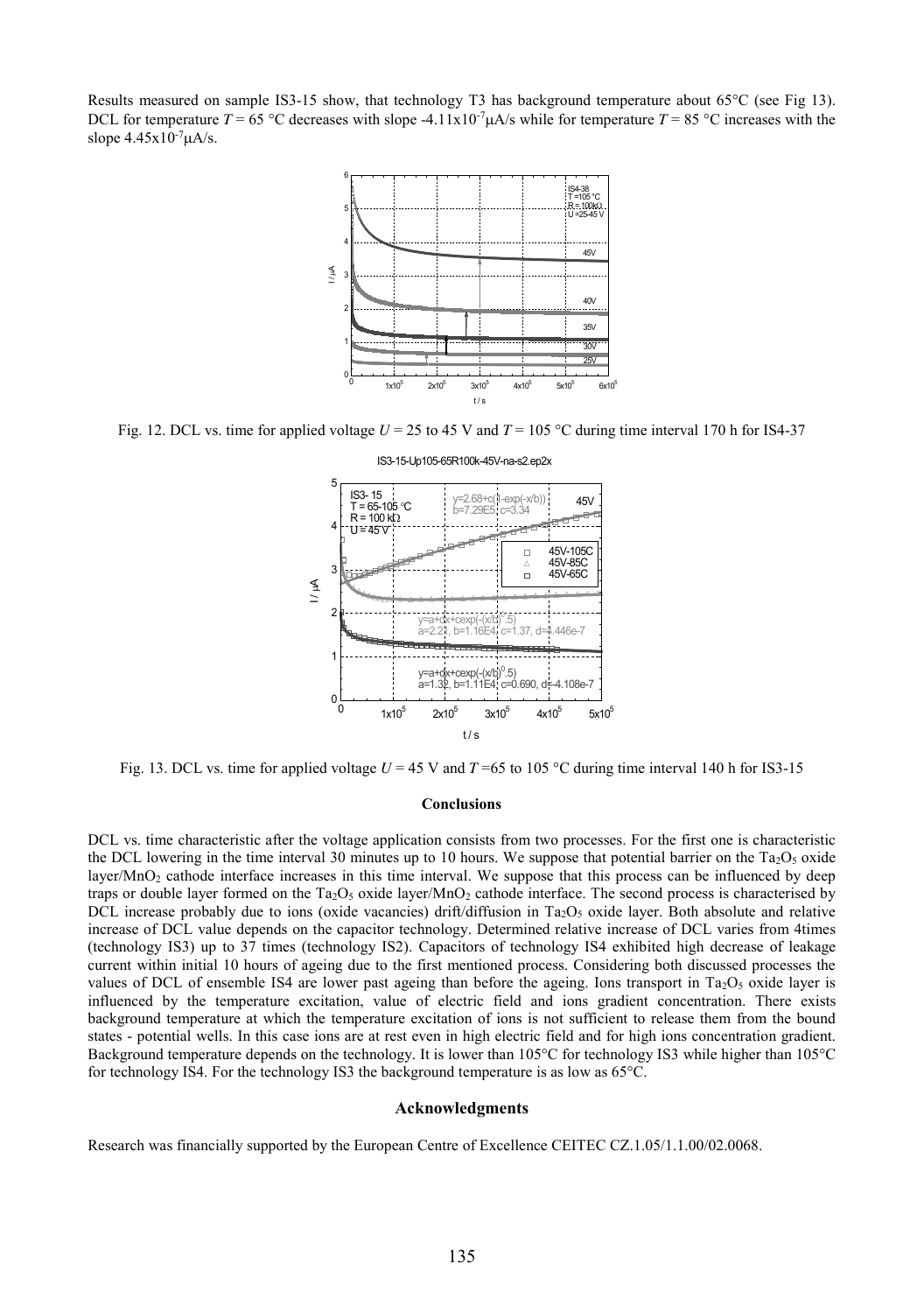Results measured on sample IS3-15 show, that technology T3 has background temperature about 65°C (see Fig 13). DCL for temperature $T$ = 65 °C decreases with slope $-4.11\mathrm{x}10^{-7}$ μA/s while for temperature $T$ = 85 °C increases with the slope $4.45\mathrm{x}10^{-7}$ μA/s.

Fig. 12. DCL vs. time for applied voltage $U$ = 25 to 45 V and $T$ = 105 °C during time interval 170 h for IS4-37

Fig. 13. DCL vs. time for applied voltage $U$ = 45 V and $T$ =65 to 105 °C during time interval 140 h for IS3-15

## Conclusions

DCL vs. time characteristic after the voltage application consists from two processes. For the first one is characteristic the DCL lowering in the time interval 30 minutes up to 10 hours. We suppose that potential barrier on the $Ta_2O_5$ oxide layer/$MnO_2$ cathode interface increases in this time interval. We suppose that this process can be influenced by deep traps or double layer formed on the $Ta_2O_5$ oxide layer/$MnO_2$ cathode interface. The second process is characterised by DCL increase probably due to ions (oxide vacancies) drift/diffusion in $Ta_2O_5$ oxide layer. Both absolute and relative increase of DCL value depends on the capacitor technology. Determined relative increase of DCL varies from 4times (technology IS3) up to 37 times (technology IS2). Capacitors of technology IS4 exhibited high decrease of leakage current within initial 10 hours of ageing due to the first mentioned process. Considering both discussed processes the values of DCL of ensemble IS4 are lower past ageing than before the ageing. Ions transport in $Ta_2O_5$ oxide layer is influenced by the temperature excitation, value of electric field and ions gradient concentration. There exists background temperature at which the temperature excitation of ions is not sufficient to release them from the bound states - potential wells. In this case ions are at rest even in high electric field and for high ions concentration gradient. Background temperature depends on the technology. It is lower than 105°C for technology IS3 while higher than 105°C for technology IS4. For the technology IS3 the background temperature is as low as 65°C.

## Acknowledgments

Research was financially supported by the European Centre of Excellence CEITEC CZ.1.05/1.1.00/02.0068.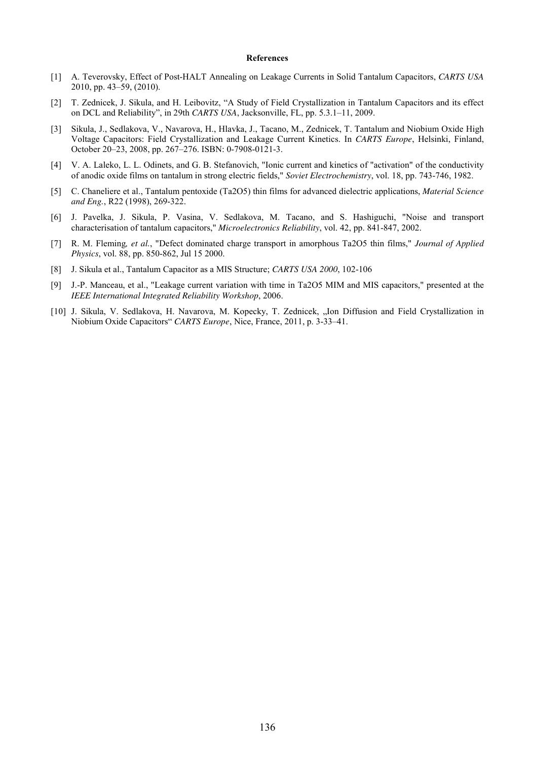**References**

[1] A. Teverovsky, Effect of Post-HALT Annealing on Leakage Currents in Solid Tantalum Capacitors, *CARTS USA* 2010, pp. 43–59, (2010).

[2] T. Zednicek, J. Sikula, and H. Leibovitz, "A Study of Field Crystallization in Tantalum Capacitors and its effect on DCL and Reliability", in 29th *CARTS USA*, Jacksonville, FL, pp. 5.3.1–11, 2009.

[3] Sikula, J., Sedlakova, V., Navarova, H., Hlavka, J., Tacano, M., Zednicek, T. Tantalum and Niobium Oxide High Voltage Capacitors: Field Crystallization and Leakage Current Kinetics. In *CARTS Europe*, Helsinki, Finland, October 20–23, 2008, pp. 267–276. ISBN: 0-7908-0121-3.

[4] V. A. Laleko, L. L. Odinets, and G. B. Stefanovich, "Ionic current and kinetics of "activation" of the conductivity of anodic oxide films on tantalum in strong electric fields," *Soviet Electrochemistry*, vol. 18, pp. 743-746, 1982.

[5] C. Chaneliere et al., Tantalum pentoxide (Ta2O5) thin films for advanced dielectric applications, *Material Science and Eng.*, R22 (1998), 269-322.

[6] J. Pavelka, J. Sikula, P. Vasina, V. Sedlakova, M. Tacano, and S. Hashiguchi, "Noise and transport characterisation of tantalum capacitors," *Microelectronics Reliability*, vol. 42, pp. 841-847, 2002.

[7] R. M. Fleming*, et al.*, "Defect dominated charge transport in amorphous Ta2O5 thin films," *Journal of Applied Physics*, vol. 88, pp. 850-862, Jul 15 2000.

[8] J. Sikula et al., Tantalum Capacitor as a MIS Structure; *CARTS USA 2000*, 102-106

[9] J.-P. Manceau, et al., "Leakage current variation with time in Ta2O5 MIM and MIS capacitors," presented at the *IEEE International Integrated Reliability Workshop*, 2006.

[10] J. Sikula, V. Sedlakova, H. Navarova, M. Kopecky, T. Zednicek, „Ion Diffusion and Field Crystallization in Niobium Oxide Capacitors" *CARTS Europe*, Nice, France, 2011, p. 3-33–41.